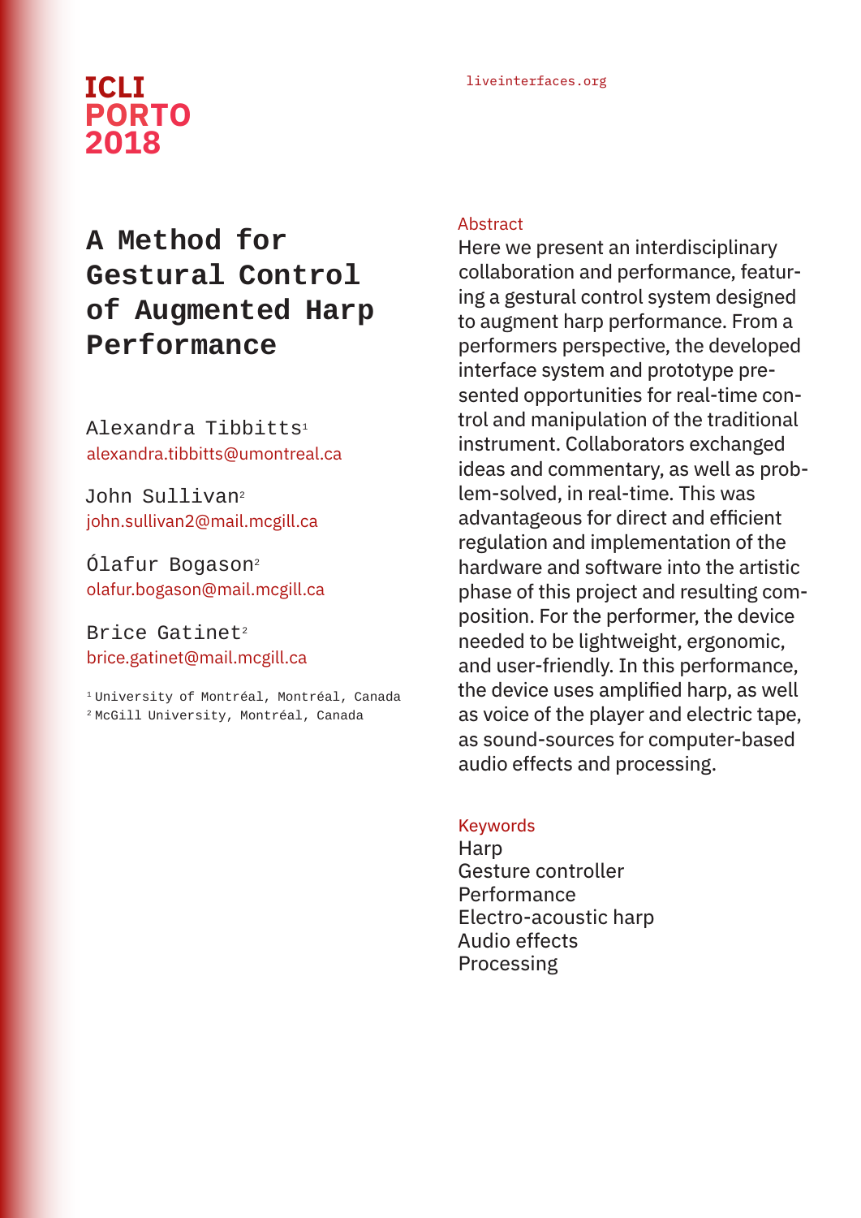ICLI PORTO 2018

liveinterfaces.org

# A Method for Gestural Control of Augmented Harp Performance

Alexandra Tibbitts[1]
alexandra.tibbitts@umontreal.ca

John Sullivan[2]
john.sullivan2@mail.mcgill.ca

Ólafur Bogason[2]
olafur.bogason@mail.mcgill.ca

Brice Gatinet[2]
brice.gatinet@mail.mcgill.ca

[1] University of Montréal, Montréal, Canada
[2] McGill University, Montréal, Canada

## Abstract

Here we present an interdisciplinary collaboration and performance, featuring a gestural control system designed to augment harp performance. From a performers perspective, the developed interface system and prototype presented opportunities for real-time control and manipulation of the traditional instrument. Collaborators exchanged ideas and commentary, as well as problem-solved, in real-time. This was advantageous for direct and efficient regulation and implementation of the hardware and software into the artistic phase of this project and resulting composition. For the performer, the device needed to be lightweight, ergonomic, and user-friendly. In this performance, the device uses amplified harp, as well as voice of the player and electric tape, as sound-sources for computer-based audio effects and processing.

## Keywords

Harp
Gesture controller
Performance
Electro-acoustic harp
Audio effects
Processing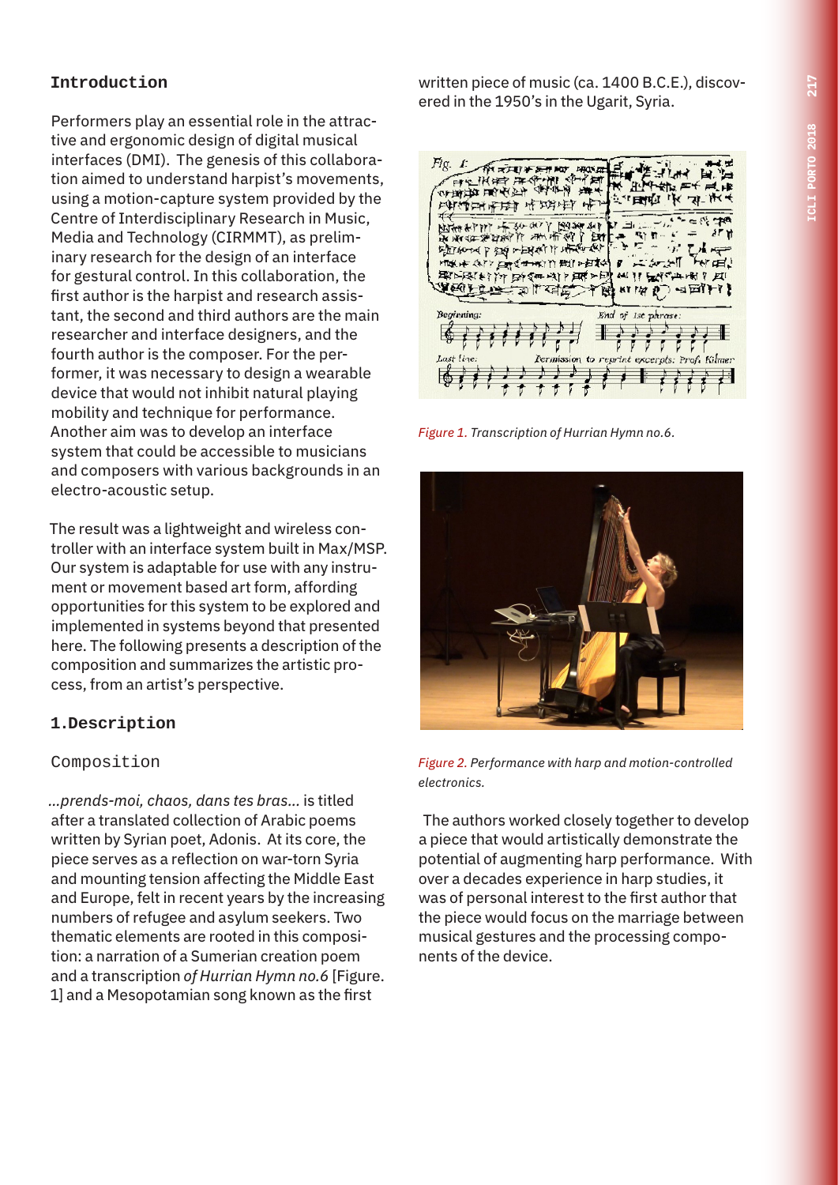## Introduction

Performers play an essential role in the attractive and ergonomic design of digital musical interfaces (DMI). The genesis of this collaboration aimed to understand harpist's movements, using a motion-capture system provided by the Centre of Interdisciplinary Research in Music, Media and Technology (CIRMMT), as preliminary research for the design of an interface for gestural control. In this collaboration, the first author is the harpist and research assistant, the second and third authors are the main researcher and interface designers, and the fourth author is the composer. For the performer, it was necessary to design a wearable device that would not inhibit natural playing mobility and technique for performance. Another aim was to develop an interface system that could be accessible to musicians and composers with various backgrounds in an electro-acoustic setup.

The result was a lightweight and wireless controller with an interface system built in Max/MSP. Our system is adaptable for use with any instrument or movement based art form, affording opportunities for this system to be explored and implemented in systems beyond that presented here. The following presents a description of the composition and summarizes the artistic process, from an artist's perspective.

## 1.Description

### Composition

*...prends-moi, chaos, dans tes bras...* is titled after a translated collection of Arabic poems written by Syrian poet, Adonis. At its core, the piece serves as a reflection on war-torn Syria and mounting tension affecting the Middle East and Europe, felt in recent years by the increasing numbers of refugee and asylum seekers. Two thematic elements are rooted in this composition: a narration of a Sumerian creation poem and a transcription *of Hurrian Hymn no.6* [Figure. 1] and a Mesopotamian song known as the first written piece of music (ca. 1400 B.C.E.), discovered in the 1950's in the Ugarit, Syria.

*Figure 1. Transcription of Hurrian Hymn no.6.*

*Figure 2. Performance with harp and motion-controlled electronics.*

The authors worked closely together to develop a piece that would artistically demonstrate the potential of augmenting harp performance. With over a decades experience in harp studies, it was of personal interest to the first author that the piece would focus on the marriage between musical gestures and the processing components of the device.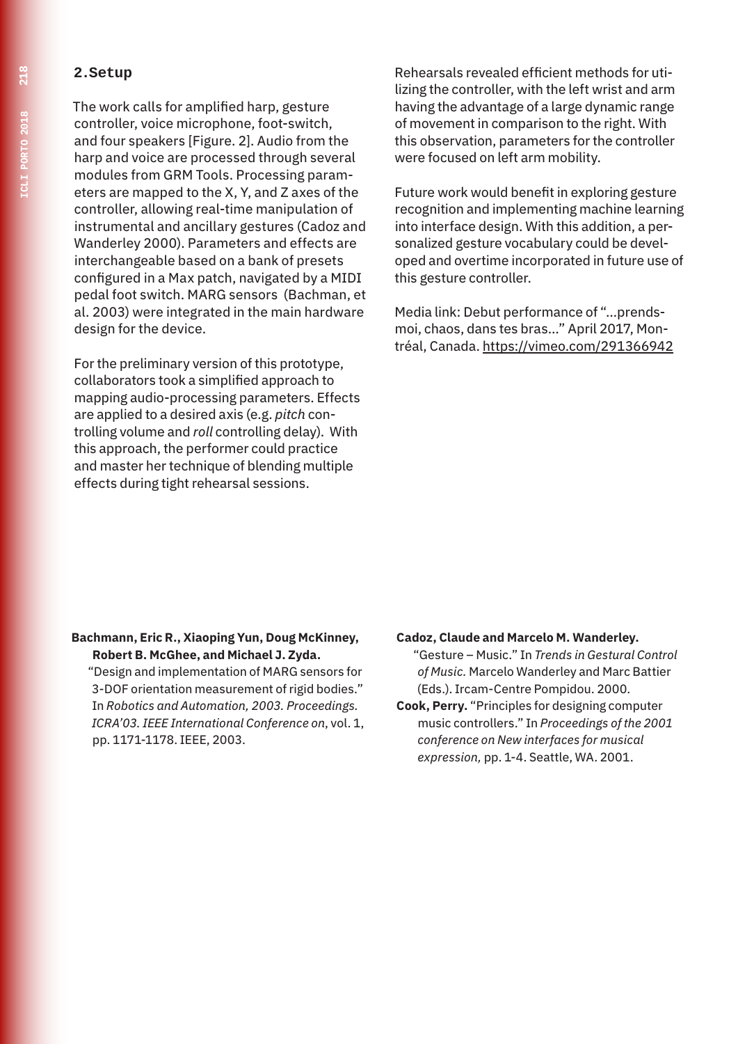## 2. Setup

The work calls for amplified harp, gesture controller, voice microphone, foot-switch, and four speakers [Figure. 2]. Audio from the harp and voice are processed through several modules from GRM Tools. Processing parameters are mapped to the X, Y, and Z axes of the controller, allowing real-time manipulation of instrumental and ancillary gestures (Cadoz and Wanderley 2000). Parameters and effects are interchangeable based on a bank of presets configured in a Max patch, navigated by a MIDI pedal foot switch. MARG sensors (Bachman, et al. 2003) were integrated in the main hardware design for the device.

For the preliminary version of this prototype, collaborators took a simplified approach to mapping audio-processing parameters. Effects are applied to a desired axis (e.g. *pitch* controlling volume and *roll* controlling delay). With this approach, the performer could practice and master her technique of blending multiple effects during tight rehearsal sessions.

Rehearsals revealed efficient methods for utilizing the controller, with the left wrist and arm having the advantage of a large dynamic range of movement in comparison to the right. With this observation, parameters for the controller were focused on left arm mobility.

Future work would benefit in exploring gesture recognition and implementing machine learning into interface design. With this addition, a personalized gesture vocabulary could be developed and overtime incorporated in future use of this gesture controller.

Media link: Debut performance of "...prends-moi, chaos, dans tes bras..." April 2017, Montréal, Canada. https://vimeo.com/291366942

**Bachmann, Eric R., Xiaoping Yun, Doug McKinney, Robert B. McGhee, and Michael J. Zyda.** "Design and implementation of MARG sensors for 3-DOF orientation measurement of rigid bodies." In *Robotics and Automation, 2003. Proceedings. ICRA'03. IEEE International Conference on*, vol. 1, pp. 1171-1178. IEEE, 2003.

**Cadoz, Claude and Marcelo M. Wanderley.** "Gesture – Music." In *Trends in Gestural Control of Music.* Marcelo Wanderley and Marc Battier (Eds.). Ircam-Centre Pompidou. 2000.

**Cook, Perry.** "Principles for designing computer music controllers." In *Proceedings of the 2001 conference on New interfaces for musical expression,* pp. 1-4. Seattle, WA. 2001.